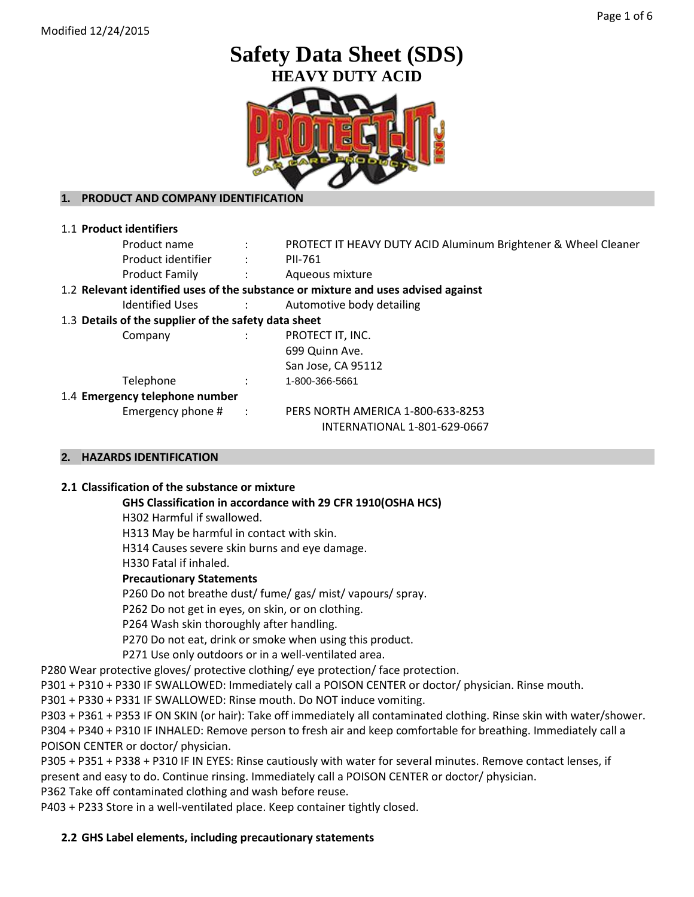Modified 12/24/2015

# Safety Data Sheet (SDS)

## HEAVY DUTY ACID

### 1. PRODUCT AND COMPANY IDENTIFICATION

1.1 **Product identifiers**

| | | |
|---|---|---|
| Product name | : | PROTECT IT HEAVY DUTY ACID Aluminum Brightener & Wheel Cleaner |
| Product identifier | : | PII-761 |
| Product Family | : | Aqueous mixture |

1.2 **Relevant identified uses of the substance or mixture and uses advised against**

| | | |
|---|---|---|
| Identified Uses | : | Automotive body detailing |

1.3 **Details of the supplier of the safety data sheet**

| | | |
|---|---|---|
| Company | : | PROTECT IT, INC.<br>699 Quinn Ave.<br>San Jose, CA 95112 |
| Telephone | : | 1-800-366-5661 |

1.4 **Emergency telephone number**

| | | |
|---|---|---|
| Emergency phone # | : | PERS NORTH AMERICA 1-800-633-8253<br>INTERNATIONAL 1-801-629-0667 |

### 2. HAZARDS IDENTIFICATION

**2.1 Classification of the substance or mixture**

**GHS Classification in accordance with 29 CFR 1910(OSHA HCS)**

H302 Harmful if swallowed.
H313 May be harmful in contact with skin.
H314 Causes severe skin burns and eye damage.
H330 Fatal if inhaled.

**Precautionary Statements**

P260 Do not breathe dust/ fume/ gas/ mist/ vapours/ spray.
P262 Do not get in eyes, on skin, or on clothing.
P264 Wash skin thoroughly after handling.
P270 Do not eat, drink or smoke when using this product.
P271 Use only outdoors or in a well-ventilated area.
P280 Wear protective gloves/ protective clothing/ eye protection/ face protection.
P301 + P310 + P330 IF SWALLOWED: Immediately call a POISON CENTER or doctor/ physician. Rinse mouth.
P301 + P330 + P331 IF SWALLOWED: Rinse mouth. Do NOT induce vomiting.
P303 + P361 + P353 IF ON SKIN (or hair): Take off immediately all contaminated clothing. Rinse skin with water/shower.
P304 + P340 + P310 IF INHALED: Remove person to fresh air and keep comfortable for breathing. Immediately call a POISON CENTER or doctor/ physician.
P305 + P351 + P338 + P310 IF IN EYES: Rinse cautiously with water for several minutes. Remove contact lenses, if present and easy to do. Continue rinsing. Immediately call a POISON CENTER or doctor/ physician.
P362 Take off contaminated clothing and wash before reuse.
P403 + P233 Store in a well-ventilated place. Keep container tightly closed.

**2.2 GHS Label elements, including precautionary statements**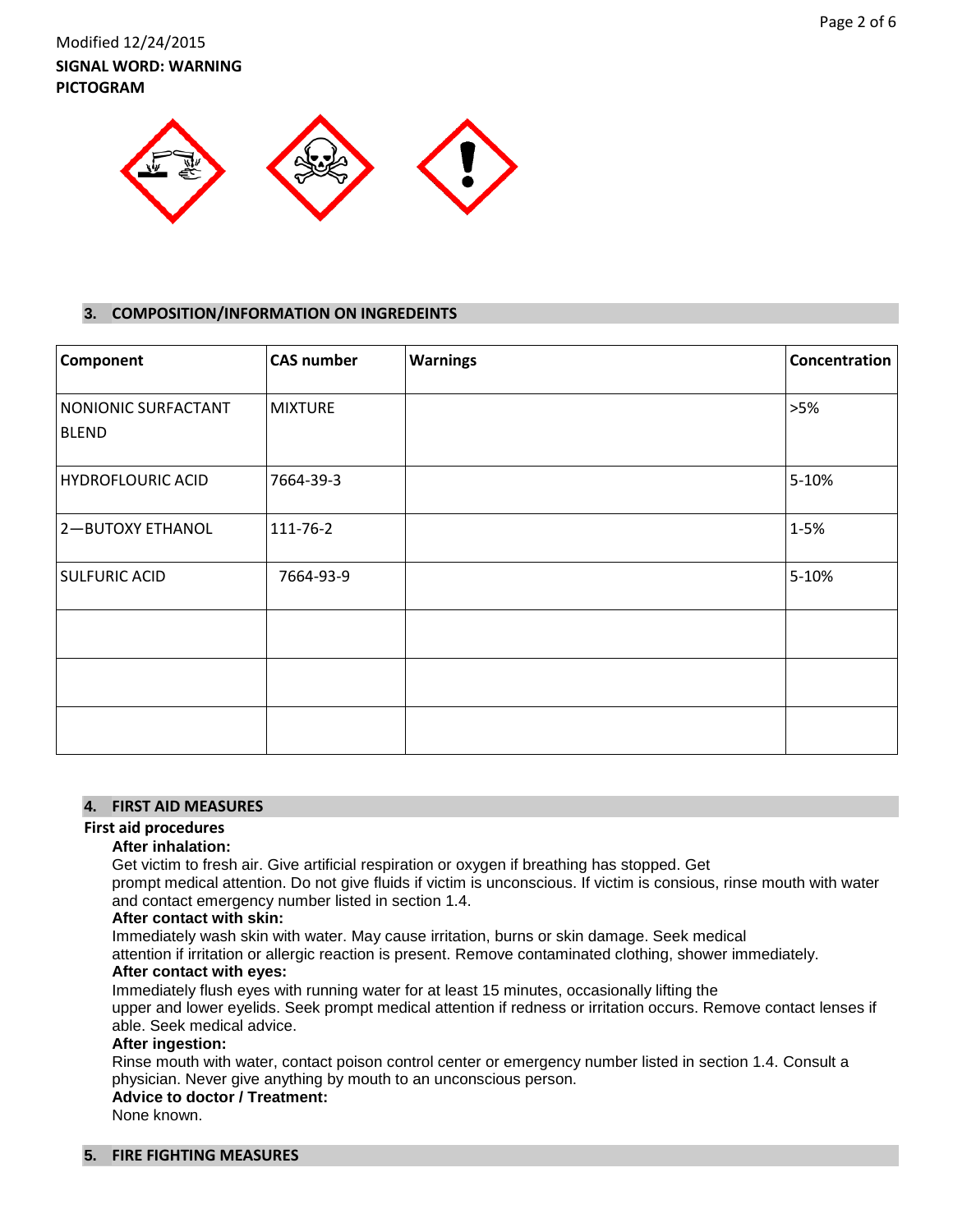Modified 12/24/2015

**SIGNAL WORD: WARNING**

**PICTOGRAM**

## 3. COMPOSITION/INFORMATION ON INGREDEINTS

| Component | CAS number | Warnings | Concentration |
|---|---|---|---|
| NONIONIC SURFACTANT BLEND | MIXTURE | | >5% |
| HYDROFLOURIC ACID | 7664-39-3 | | 5-10% |
| 2—BUTOXY ETHANOL | 111-76-2 | | 1-5% |
| SULFURIC ACID | 7664-93-9 | | 5-10% |
| | | | |
| | | | |
| | | | |

## 4. FIRST AID MEASURES

**First aid procedures**

**After inhalation:**

Get victim to fresh air. Give artificial respiration or oxygen if breathing has stopped. Get prompt medical attention. Do not give fluids if victim is unconscious. If victim is consious, rinse mouth with water and contact emergency number listed in section 1.4.

**After contact with skin:**

Immediately wash skin with water. May cause irritation, burns or skin damage. Seek medical attention if irritation or allergic reaction is present. Remove contaminated clothing, shower immediately.

**After contact with eyes:**

Immediately flush eyes with running water for at least 15 minutes, occasionally lifting the upper and lower eyelids. Seek prompt medical attention if redness or irritation occurs. Remove contact lenses if able. Seek medical advice.

**After ingestion:**

Rinse mouth with water, contact poison control center or emergency number listed in section 1.4. Consult a physician. Never give anything by mouth to an unconscious person.

**Advice to doctor / Treatment:**

None known.

## 5. FIRE FIGHTING MEASURES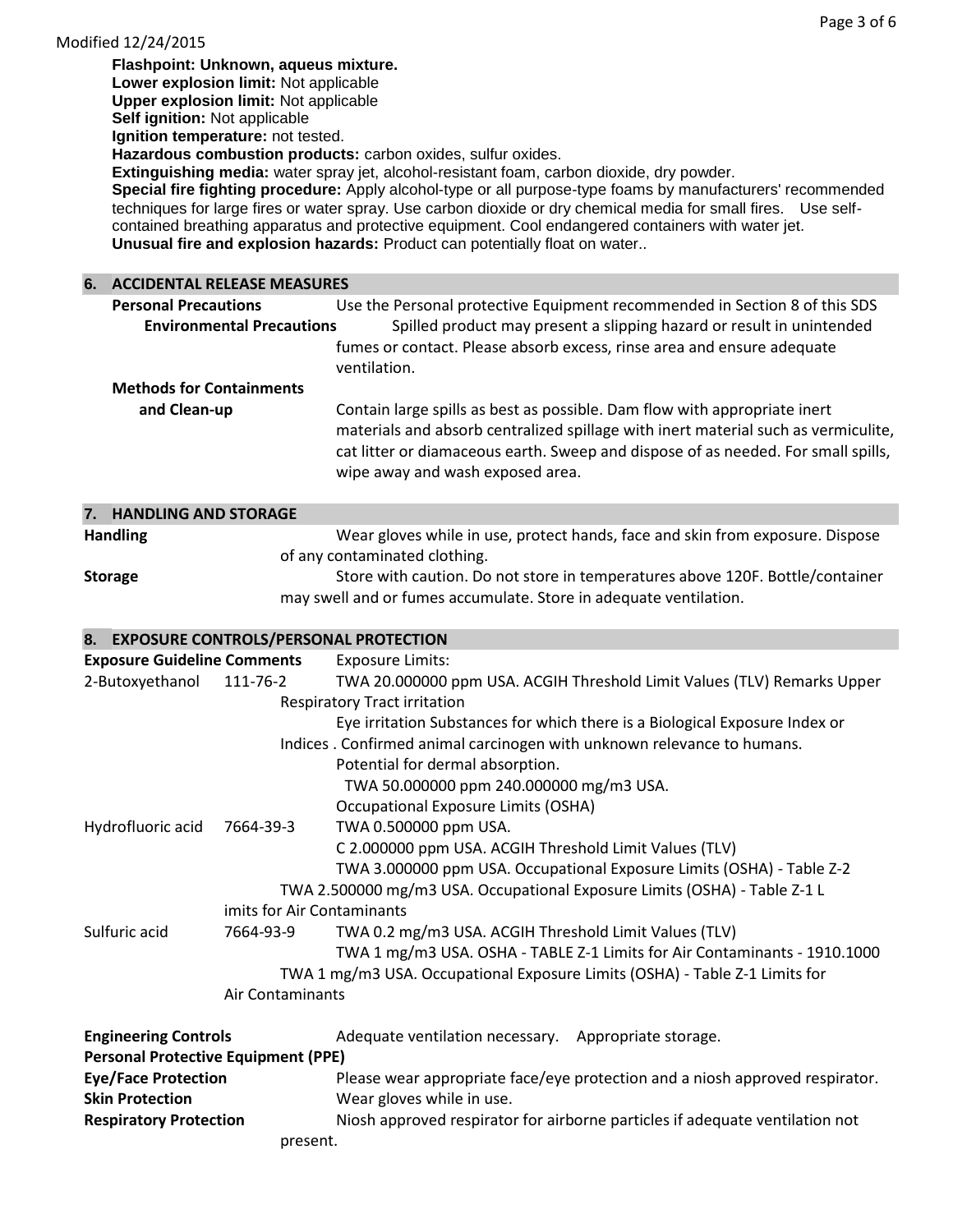Modified 12/24/2015

**Flashpoint: Unknown, aqueus mixture.**
**Lower explosion limit:** Not applicable
**Upper explosion limit:** Not applicable
**Self ignition:** Not applicable
**Ignition temperature:** not tested.
**Hazardous combustion products:** carbon oxides, sulfur oxides.
**Extinguishing media:** water spray jet, alcohol-resistant foam, carbon dioxide, dry powder.
**Special fire fighting procedure:** Apply alcohol-type or all purpose-type foams by manufacturers' recommended techniques for large fires or water spray. Use carbon dioxide or dry chemical media for small fires. Use self-contained breathing apparatus and protective equipment. Cool endangered containers with water jet.
**Unusual fire and explosion hazards:** Product can potentially float on water..

## 6. ACCIDENTAL RELEASE MEASURES

**Personal Precautions** Use the Personal protective Equipment recommended in Section 8 of this SDS

**Environmental Precautions** Spilled product may present a slipping hazard or result in unintended fumes or contact. Please absorb excess, rinse area and ensure adequate ventilation.

**Methods for Containments and Clean-up** Contain large spills as best as possible. Dam flow with appropriate inert materials and absorb centralized spillage with inert material such as vermiculite, cat litter or diamaceous earth. Sweep and dispose of as needed. For small spills, wipe away and wash exposed area.

## 7. HANDLING AND STORAGE

**Handling** Wear gloves while in use, protect hands, face and skin from exposure. Dispose of any contaminated clothing.

**Storage** Store with caution. Do not store in temperatures above 120F. Bottle/container may swell and or fumes accumulate. Store in adequate ventilation.

## 8. EXPOSURE CONTROLS/PERSONAL PROTECTION

**Exposure Guideline Comments** Exposure Limits:

| | | |
|---|---|---|
| 2-Butoxyethanol | 111-76-2 | TWA 20.000000 ppm USA. ACGIH Threshold Limit Values (TLV) Remarks Upper Respiratory Tract irritation<br>Eye irritation Substances for which there is a Biological Exposure Index or Indices . Confirmed animal carcinogen with unknown relevance to humans.<br>Potential for dermal absorption.<br>TWA 50.000000 ppm 240.000000 mg/m3 USA.<br>Occupational Exposure Limits (OSHA) |
| Hydrofluoric acid | 7664-39-3 | TWA 0.500000 ppm USA.<br>C 2.000000 ppm USA. ACGIH Threshold Limit Values (TLV)<br>TWA 3.000000 ppm USA. Occupational Exposure Limits (OSHA) - Table Z-2<br>TWA 2.500000 mg/m3 USA. Occupational Exposure Limits (OSHA) - Table Z-1 Limits for Air Contaminants |
| Sulfuric acid | 7664-93-9 | TWA 0.2 mg/m3 USA. ACGIH Threshold Limit Values (TLV)<br>TWA 1 mg/m3 USA. OSHA - TABLE Z-1 Limits for Air Contaminants - 1910.1000<br>TWA 1 mg/m3 USA. Occupational Exposure Limits (OSHA) - Table Z-1 Limits for Air Contaminants |

**Engineering Controls** Adequate ventilation necessary. Appropriate storage.

**Personal Protective Equipment (PPE)**

**Eye/Face Protection** Please wear appropriate face/eye protection and a niosh approved respirator.

**Skin Protection** Wear gloves while in use.

**Respiratory Protection** Niosh approved respirator for airborne particles if adequate ventilation not present.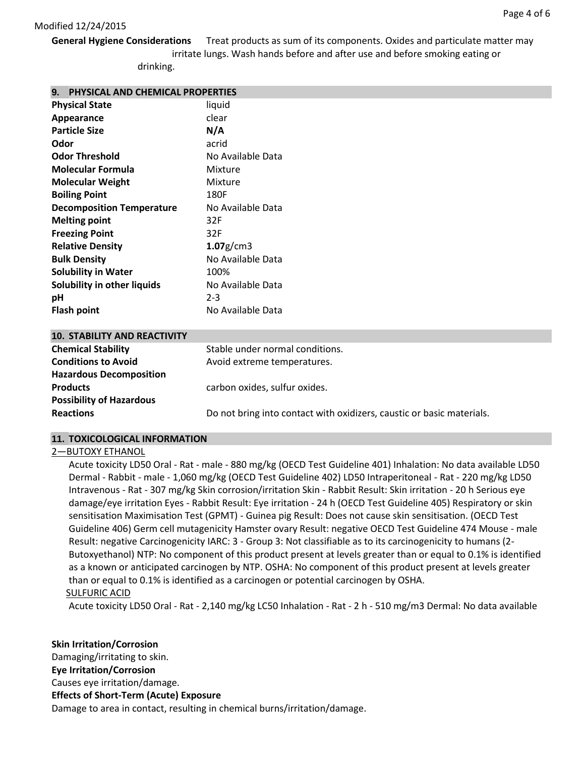Modified 12/24/2015

**General Hygiene Considerations** Treat products as sum of its components. Oxides and particulate matter may irritate lungs. Wash hands before and after use and before smoking eating or drinking.

## 9. PHYSICAL AND CHEMICAL PROPERTIES

| | |
|---|---|
| **Physical State** | liquid |
| **Appearance** | clear |
| **Particle Size** | **N/A** |
| **Odor** | acrid |
| **Odor Threshold** | No Available Data |
| **Molecular Formula** | Mixture |
| **Molecular Weight** | Mixture |
| **Boiling Point** | 180F |
| **Decomposition Temperature** | No Available Data |
| **Melting point** | 32F |
| **Freezing Point** | 32F |
| **Relative Density** | **1.07**g/cm3 |
| **Bulk Density** | No Available Data |
| **Solubility in Water** | 100% |
| **Solubility in other liquids** | No Available Data |
| **pH** | 2-3 |
| **Flash point** | No Available Data |

## 10. STABILITY AND REACTIVITY

| | |
|---|---|
| **Chemical Stability** | Stable under normal conditions. |
| **Conditions to Avoid** | Avoid extreme temperatures. |
| **Hazardous Decomposition Products** | carbon oxides, sulfur oxides. |
| **Possibility of Hazardous Reactions** | Do not bring into contact with oxidizers, caustic or basic materials. |

## 11. TOXICOLOGICAL INFORMATION

2—BUTOXY ETHANOL

Acute toxicity LD50 Oral - Rat - male - 880 mg/kg (OECD Test Guideline 401) Inhalation: No data available LD50 Dermal - Rabbit - male - 1,060 mg/kg (OECD Test Guideline 402) LD50 Intraperitoneal - Rat - 220 mg/kg LD50 Intravenous - Rat - 307 mg/kg Skin corrosion/irritation Skin - Rabbit Result: Skin irritation - 20 h Serious eye damage/eye irritation Eyes - Rabbit Result: Eye irritation - 24 h (OECD Test Guideline 405) Respiratory or skin sensitisation Maximisation Test (GPMT) - Guinea pig Result: Does not cause skin sensitisation. (OECD Test Guideline 406) Germ cell mutagenicity Hamster ovary Result: negative OECD Test Guideline 474 Mouse - male Result: negative Carcinogenicity IARC: 3 - Group 3: Not classifiable as to its carcinogenicity to humans (2-Butoxyethanol) NTP: No component of this product present at levels greater than or equal to 0.1% is identified as a known or anticipated carcinogen by NTP. OSHA: No component of this product present at levels greater than or equal to 0.1% is identified as a carcinogen or potential carcinogen by OSHA.

SULFURIC ACID

Acute toxicity LD50 Oral - Rat - 2,140 mg/kg LC50 Inhalation - Rat - 2 h - 510 mg/m3 Dermal: No data available

**Skin Irritation/Corrosion**

Damaging/irritating to skin.

**Eye Irritation/Corrosion**

Causes eye irritation/damage.

**Effects of Short-Term (Acute) Exposure**

Damage to area in contact, resulting in chemical burns/irritation/damage.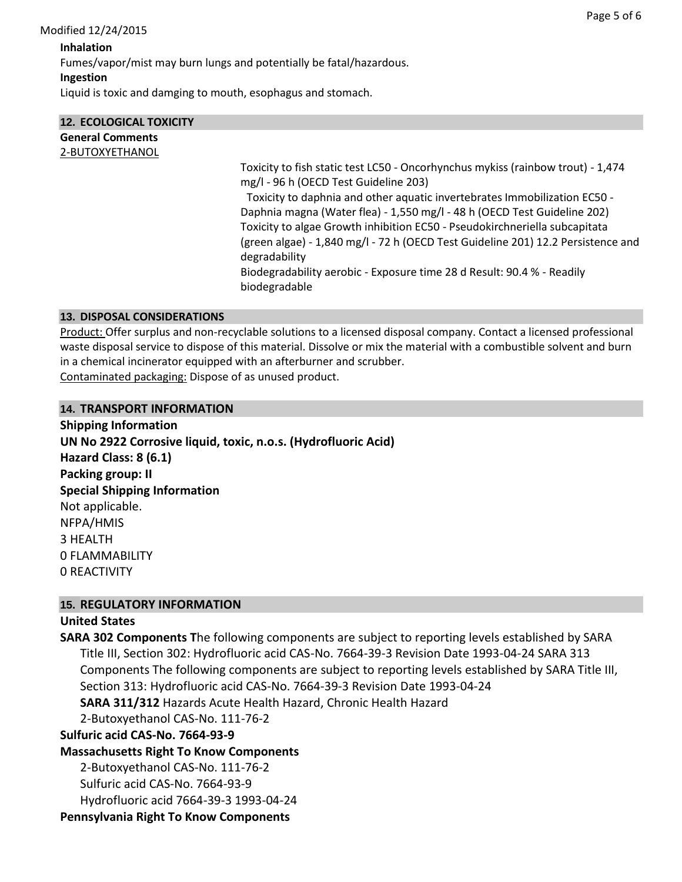Modified 12/24/2015

**Inhalation**

Fumes/vapor/mist may burn lungs and potentially be fatal/hazardous.

**Ingestion**

Liquid is toxic and damging to mouth, esophagus and stomach.

## 12. ECOLOGICAL TOXICITY

**General Comments**

2-BUTOXYETHANOL

Toxicity to fish static test LC50 - Oncorhynchus mykiss (rainbow trout) - 1,474 mg/l - 96 h (OECD Test Guideline 203)

Toxicity to daphnia and other aquatic invertebrates Immobilization EC50 - Daphnia magna (Water flea) - 1,550 mg/l - 48 h (OECD Test Guideline 202)

Toxicity to algae Growth inhibition EC50 - Pseudokirchneriella subcapitata (green algae) - 1,840 mg/l - 72 h (OECD Test Guideline 201) 12.2 Persistence and degradability

Biodegradability aerobic - Exposure time 28 d Result: 90.4 % - Readily biodegradable

## 13. DISPOSAL CONSIDERATIONS

Product: Offer surplus and non-recyclable solutions to a licensed disposal company. Contact a licensed professional waste disposal service to dispose of this material. Dissolve or mix the material with a combustible solvent and burn in a chemical incinerator equipped with an afterburner and scrubber.

Contaminated packaging: Dispose of as unused product.

## 14. TRANSPORT INFORMATION

**Shipping Information**

**UN No 2922 Corrosive liquid, toxic, n.o.s. (Hydrofluoric Acid)**

**Hazard Class: 8 (6.1)**

**Packing group: II**

**Special Shipping Information**

Not applicable.

NFPA/HMIS

3 HEALTH

0 FLAMMABILITY

0 REACTIVITY

## 15. REGULATORY INFORMATION

**United States**

**SARA 302 Components T**he following components are subject to reporting levels established by SARA Title III, Section 302: Hydrofluoric acid CAS-No. 7664-39-3 Revision Date 1993-04-24 SARA 313 Components The following components are subject to reporting levels established by SARA Title III, Section 313: Hydrofluoric acid CAS-No. 7664-39-3 Revision Date 1993-04-24

**SARA 311/312** Hazards Acute Health Hazard, Chronic Health Hazard

2-Butoxyethanol CAS-No. 111-76-2

**Sulfuric acid CAS-No. 7664-93-9**

**Massachusetts Right To Know Components**

2-Butoxyethanol CAS-No. 111-76-2

Sulfuric acid CAS-No. 7664-93-9

Hydrofluoric acid 7664-39-3 1993-04-24

**Pennsylvania Right To Know Components**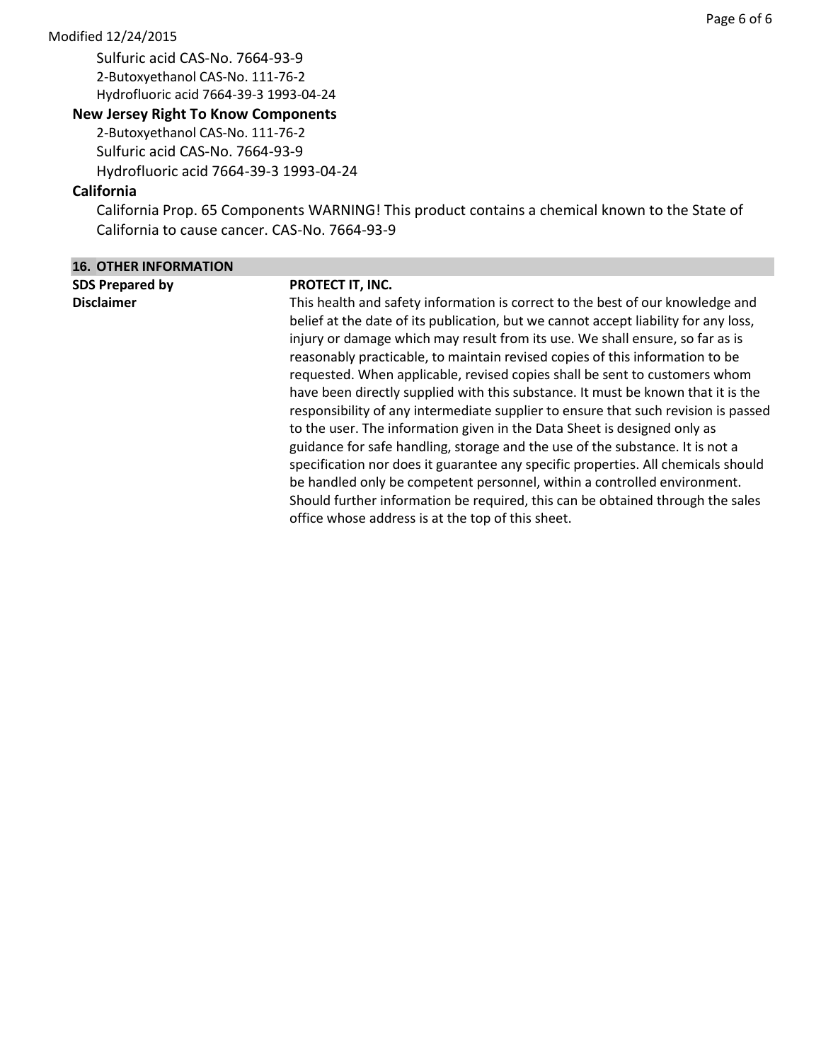Modified 12/24/2015

Sulfuric acid CAS-No. 7664-93-9
2-Butoxyethanol CAS-No. 111-76-2
Hydrofluoric acid 7664-39-3 1993-04-24

**New Jersey Right To Know Components**

2-Butoxyethanol CAS-No. 111-76-2
Sulfuric acid CAS-No. 7664-93-9
Hydrofluoric acid 7664-39-3 1993-04-24

**California**

California Prop. 65 Components WARNING! This product contains a chemical known to the State of California to cause cancer. CAS-No. 7664-93-9

## 16. OTHER INFORMATION

| | |
|---|---|
| **SDS Prepared by** | **PROTECT IT, INC.** |
| **Disclaimer** | This health and safety information is correct to the best of our knowledge and belief at the date of its publication, but we cannot accept liability for any loss, injury or damage which may result from its use. We shall ensure, so far as is reasonably practicable, to maintain revised copies of this information to be requested. When applicable, revised copies shall be sent to customers whom have been directly supplied with this substance. It must be known that it is the responsibility of any intermediate supplier to ensure that such revision is passed to the user. The information given in the Data Sheet is designed only as guidance for safe handling, storage and the use of the substance. It is not a specification nor does it guarantee any specific properties. All chemicals should be handled only be competent personnel, within a controlled environment. Should further information be required, this can be obtained through the sales office whose address is at the top of this sheet. |